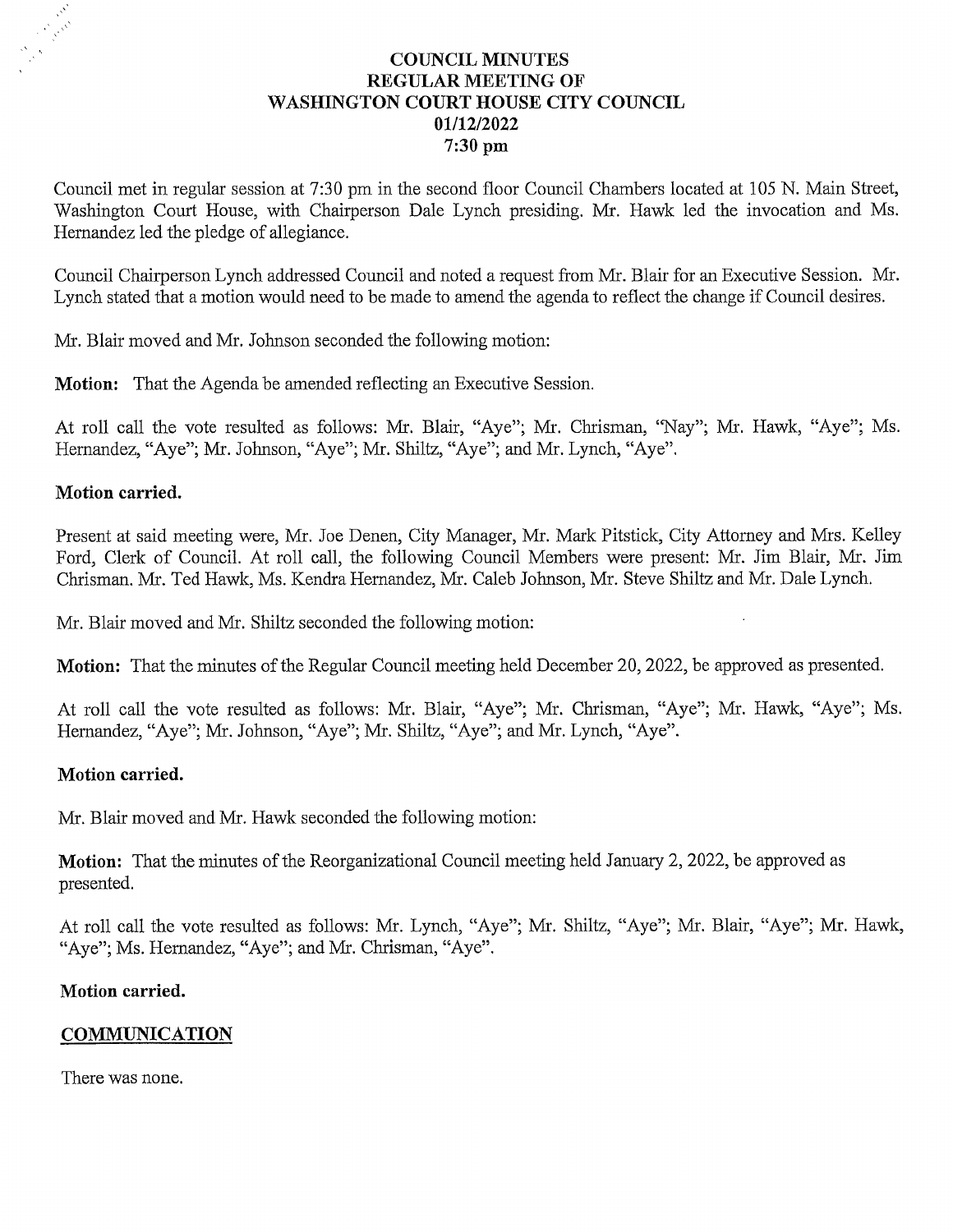# COUNCIL MINUTES
## REGULAR MEETING OF
## WASHINGTON COURT HOUSE CITY COUNCIL
## 01/12/2022
## 7:30 pm

Council met in regular session at 7:30 pm in the second floor Council Chambers located at 105 N. Main Street, Washington Court House, with Chairperson Dale Lynch presiding. Mr. Hawk led the invocation and Ms. Hernandez led the pledge of allegiance.

Council Chairperson Lynch addressed Council and noted a request from Mr. Blair for an Executive Session. Mr. Lynch stated that a motion would need to be made to amend the agenda to reflect the change if Council desires.

Mr. Blair moved and Mr. Johnson seconded the following motion:

**Motion:** That the Agenda be amended reflecting an Executive Session.

At roll call the vote resulted as follows: Mr. Blair, "Aye"; Mr. Chrisman, "Nay"; Mr. Hawk, "Aye"; Ms. Hernandez, "Aye"; Mr. Johnson, "Aye"; Mr. Shiltz, "Aye"; and Mr. Lynch, "Aye".

**Motion carried.**

Present at said meeting were, Mr. Joe Denen, City Manager, Mr. Mark Pitstick, City Attorney and Mrs. Kelley Ford, Clerk of Council. At roll call, the following Council Members were present: Mr. Jim Blair, Mr. Jim Chrisman. Mr. Ted Hawk, Ms. Kendra Hernandez, Mr. Caleb Johnson, Mr. Steve Shiltz and Mr. Dale Lynch.

Mr. Blair moved and Mr. Shiltz seconded the following motion:

**Motion:** That the minutes of the Regular Council meeting held December 20, 2022, be approved as presented.

At roll call the vote resulted as follows: Mr. Blair, "Aye"; Mr. Chrisman, "Aye"; Mr. Hawk, "Aye"; Ms. Hernandez, "Aye"; Mr. Johnson, "Aye"; Mr. Shiltz, "Aye"; and Mr. Lynch, "Aye".

**Motion carried.**

Mr. Blair moved and Mr. Hawk seconded the following motion:

**Motion:** That the minutes of the Reorganizational Council meeting held January 2, 2022, be approved as presented.

At roll call the vote resulted as follows: Mr. Lynch, "Aye"; Mr. Shiltz, "Aye"; Mr. Blair, "Aye"; Mr. Hawk, "Aye"; Ms. Hernandez, "Aye"; and Mr. Chrisman, "Aye".

**Motion carried.**

## COMMUNICATION

There was none.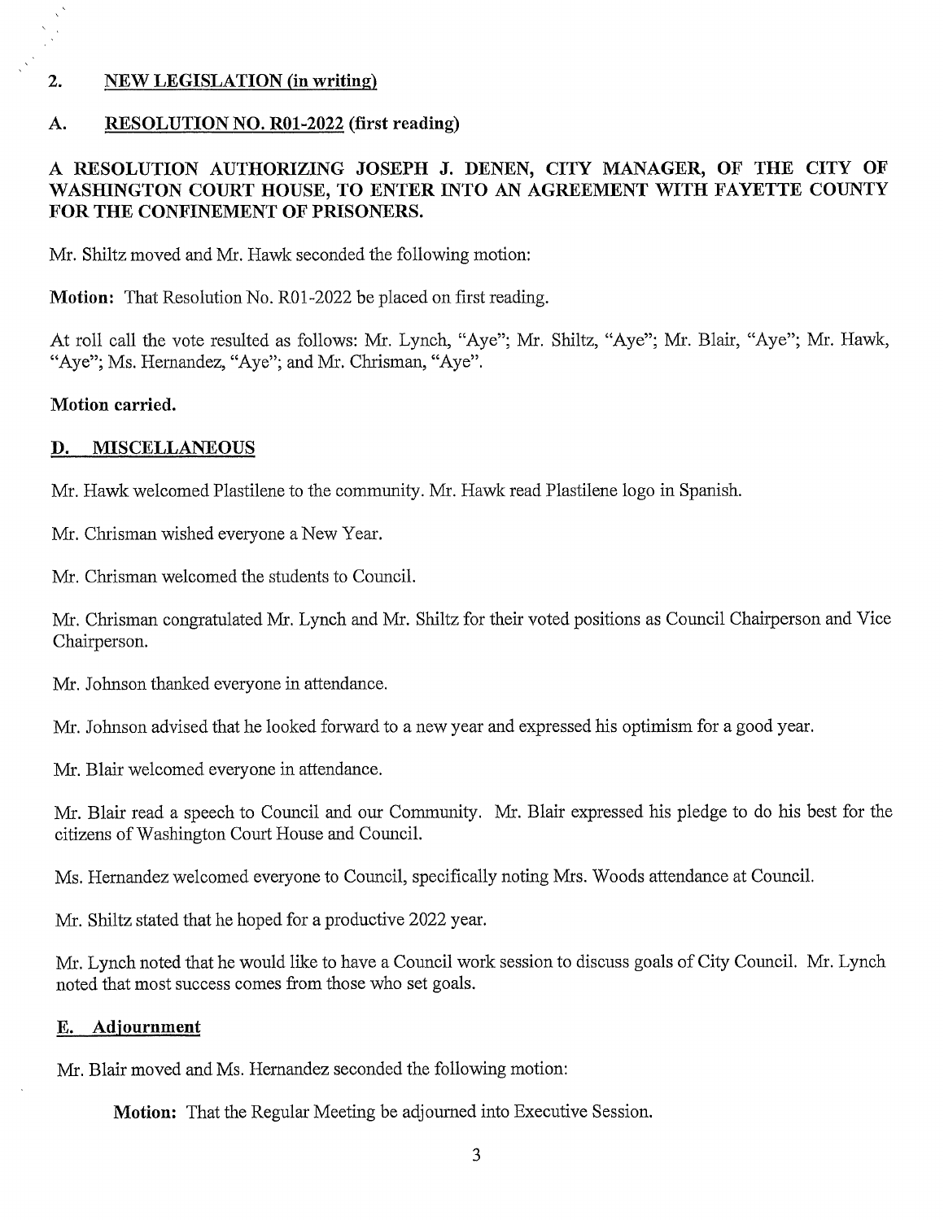## 2. NEW LEGISLATION (in writing)

### A. RESOLUTION NO. R01-2022 (first reading)

**A RESOLUTION AUTHORIZING JOSEPH J. DENEN, CITY MANAGER, OF THE CITY OF WASHINGTON COURT HOUSE, TO ENTER INTO AN AGREEMENT WITH FAYETTE COUNTY FOR THE CONFINEMENT OF PRISONERS.**

Mr. Shiltz moved and Mr. Hawk seconded the following motion:

**Motion:** That Resolution No. R01-2022 be placed on first reading.

At roll call the vote resulted as follows: Mr. Lynch, "Aye"; Mr. Shiltz, "Aye"; Mr. Blair, "Aye"; Mr. Hawk, "Aye"; Ms. Hernandez, "Aye"; and Mr. Chrisman, "Aye".

**Motion carried.**

## D. MISCELLANEOUS

Mr. Hawk welcomed Plastilene to the community. Mr. Hawk read Plastilene logo in Spanish.

Mr. Chrisman wished everyone a New Year.

Mr. Chrisman welcomed the students to Council.

Mr. Chrisman congratulated Mr. Lynch and Mr. Shiltz for their voted positions as Council Chairperson and Vice Chairperson.

Mr. Johnson thanked everyone in attendance.

Mr. Johnson advised that he looked forward to a new year and expressed his optimism for a good year.

Mr. Blair welcomed everyone in attendance.

Mr. Blair read a speech to Council and our Community. Mr. Blair expressed his pledge to do his best for the citizens of Washington Court House and Council.

Ms. Hernandez welcomed everyone to Council, specifically noting Mrs. Woods attendance at Council.

Mr. Shiltz stated that he hoped for a productive 2022 year.

Mr. Lynch noted that he would like to have a Council work session to discuss goals of City Council. Mr. Lynch noted that most success comes from those who set goals.

## E. Adjournment

Mr. Blair moved and Ms. Hernandez seconded the following motion:

**Motion:** That the Regular Meeting be adjourned into Executive Session.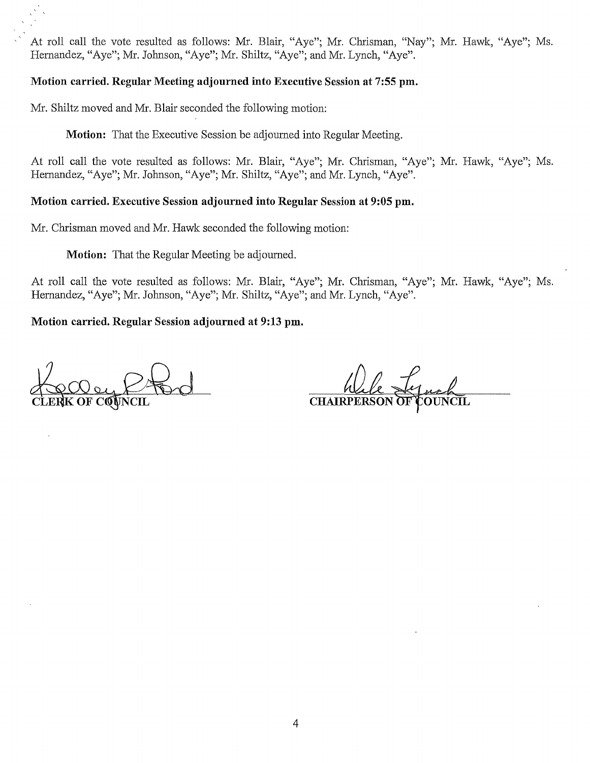At roll call the vote resulted as follows: Mr. Blair, "Aye"; Mr. Chrisman, "Nay"; Mr. Hawk, "Aye"; Ms. Hernandez, "Aye"; Mr. Johnson, "Aye"; Mr. Shiltz, "Aye"; and Mr. Lynch, "Aye".

**Motion carried. Regular Meeting adjourned into Executive Session at 7:55 pm.**

Mr. Shiltz moved and Mr. Blair seconded the following motion:

**Motion:** That the Executive Session be adjourned into Regular Meeting.

At roll call the vote resulted as follows: Mr. Blair, "Aye"; Mr. Chrisman, "Aye"; Mr. Hawk, "Aye"; Ms. Hernandez, "Aye"; Mr. Johnson, "Aye"; Mr. Shiltz, "Aye"; and Mr. Lynch, "Aye".

**Motion carried. Executive Session adjourned into Regular Session at 9:05 pm.**

Mr. Chrisman moved and Mr. Hawk seconded the following motion:

**Motion:** That the Regular Meeting be adjourned.

At roll call the vote resulted as follows: Mr. Blair, "Aye"; Mr. Chrisman, "Aye"; Mr. Hawk, "Aye"; Ms. Hernandez, "Aye"; Mr. Johnson, "Aye"; Mr. Shiltz, "Aye"; and Mr. Lynch, "Aye".

**Motion carried. Regular Session adjourned at 9:13 pm.**

**CLERK OF COUNCIL**

**CHAIRPERSON OF COUNCIL**